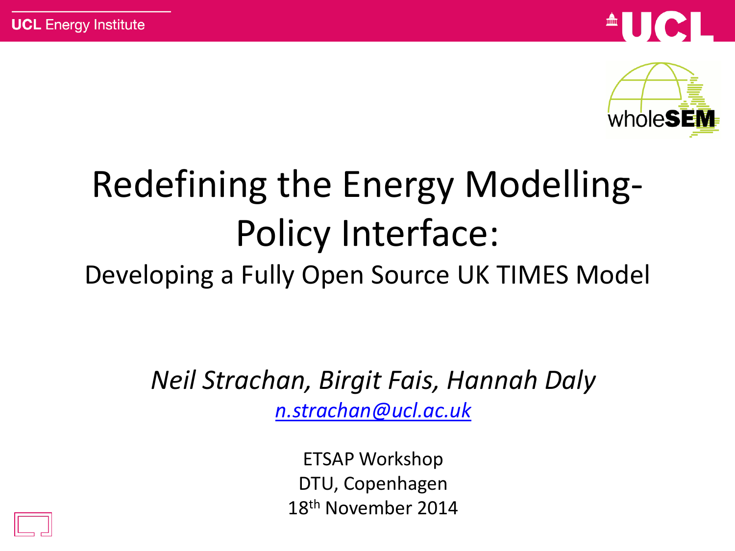UCL Energy Institute

# Redefining the Energy Modelling-Policy Interface:

## Developing a Fully Open Source UK TIMES Model

*Neil Strachan, Birgit Fais, Hannah Daly*

*n.strachan@ucl.ac.uk*

ETSAP Workshop
DTU, Copenhagen
18th November 2014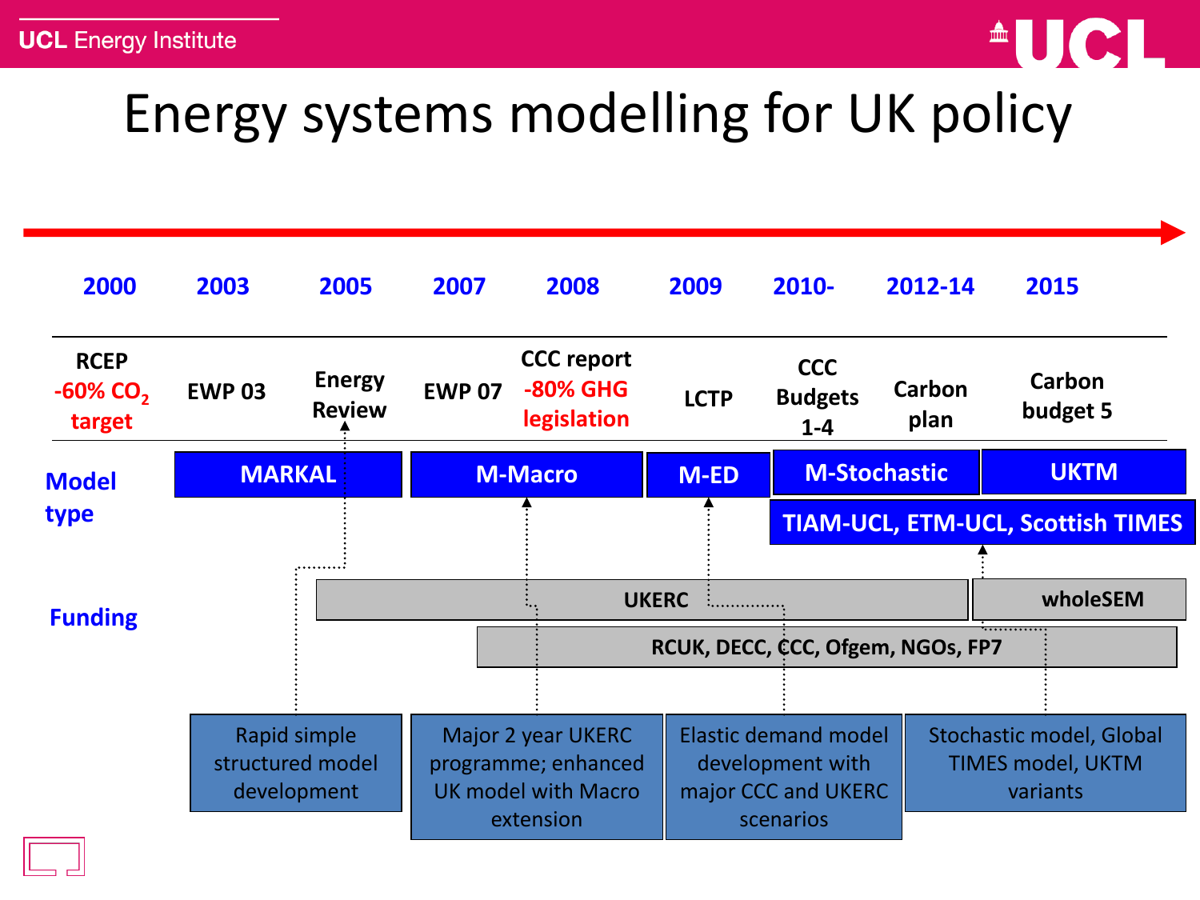# Energy systems modelling for UK policy

| 2000 | 2003 | 2005 | 2007 | 2008 | 2009 | 2010- | 2012-14 | 2015 |
|---|---|---|---|---|---|---|---|---|
| RCEP -60% $CO_2$ target | EWP 03 | Energy Review | EWP 07 | CCC report -80% GHG legislation | LCTP | CCC Budgets 1-4 | Carbon plan | Carbon budget 5 |

**Model type**

- MARKAL
- M-Macro
- M-ED
- M-Stochastic
- UKTM
- TIAM-UCL, ETM-UCL, Scottish TIMES

**Funding**

- UKERC
- wholeSEM
- RCUK, DECC, CCC, Ofgem, NGOs, FP7

- Rapid simple structured model development
- Major 2 year UKERC programme; enhanced UK model with Macro extension
- Elastic demand model development with major CCC and UKERC scenarios
- Stochastic model, Global TIMES model, UKTM variants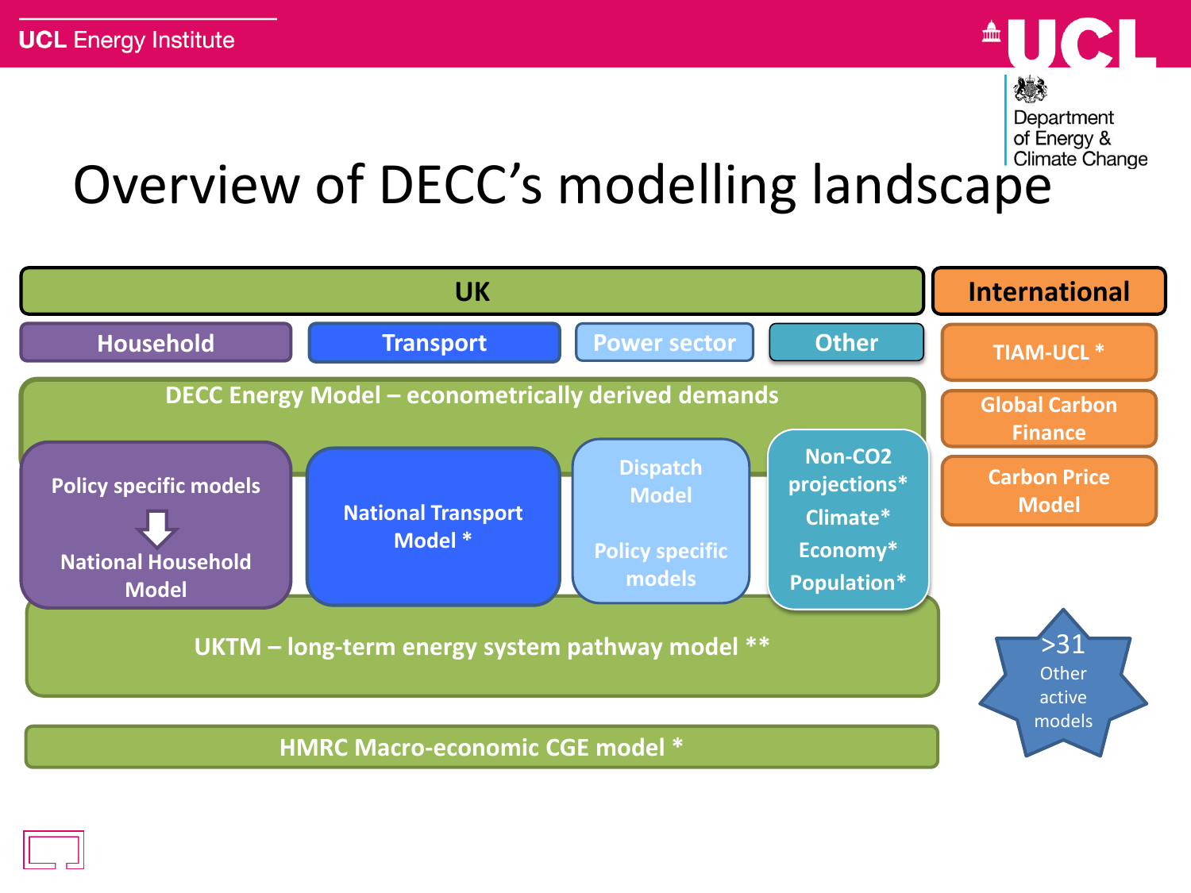# Overview of DECC's modelling landscape

**UK**

| Household | Transport | Power sector | Other |
|---|---|---|---|
| Policy specific models → National Household Model | National Transport Model * | Dispatch Model; Policy specific models | Non-CO2 projections*; Climate*; Economy*; Population* |

DECC Energy Model – econometrically derived demands

UKTM – long-term energy system pathway model **

HMRC Macro-economic CGE model *

**International**

- TIAM-UCL *
- Global Carbon Finance
- Carbon Price Model

>31 Other active models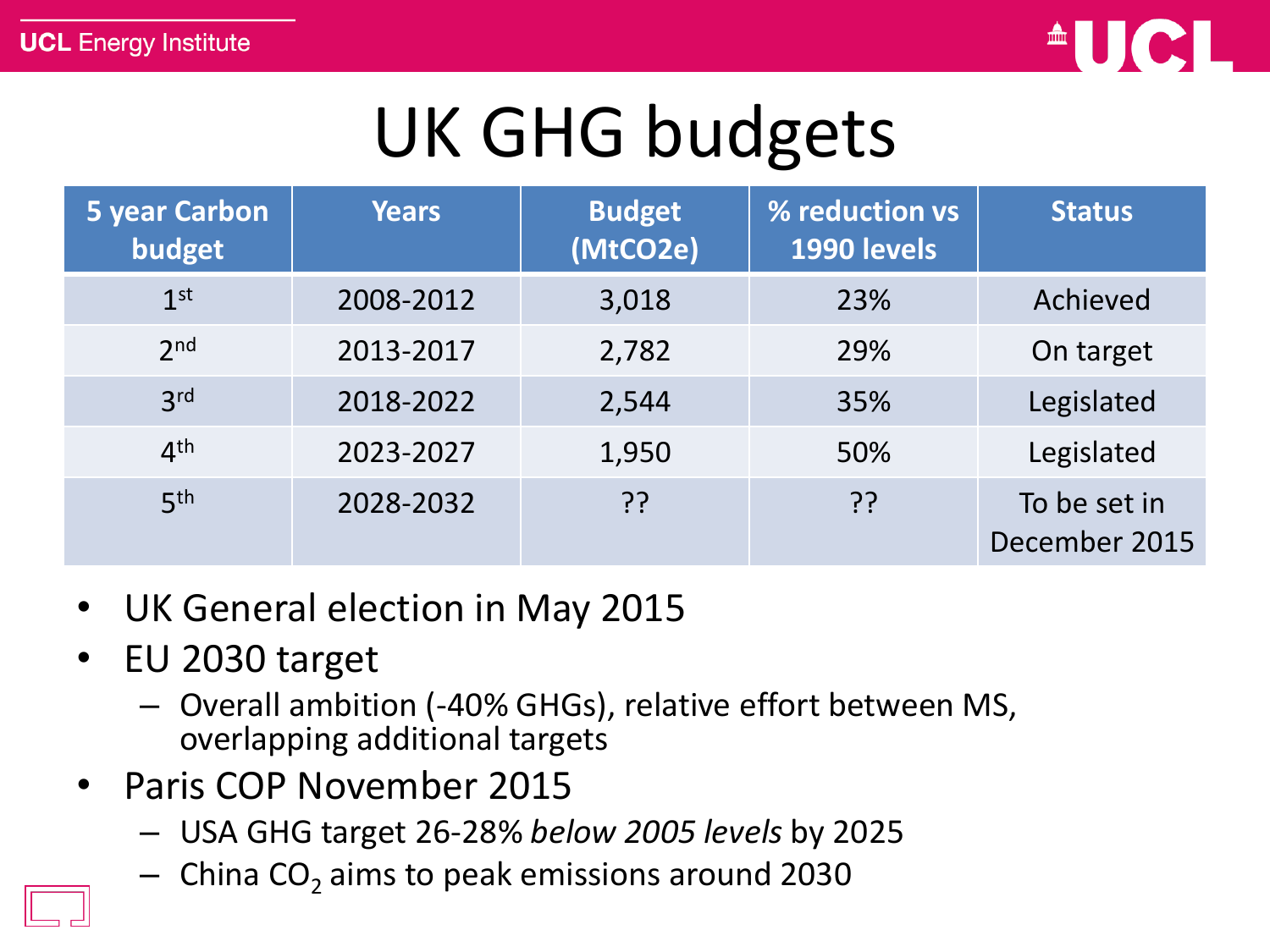# UK GHG budgets

| 5 year Carbon budget | Years | Budget (MtCO2e) | % reduction vs 1990 levels | Status |
|---|---|---|---|---|
| 1st | 2008-2012 | 3,018 | 23% | Achieved |
| 2nd | 2013-2017 | 2,782 | 29% | On target |
| 3rd | 2018-2022 | 2,544 | 35% | Legislated |
| 4th | 2023-2027 | 1,950 | 50% | Legislated |
| 5th | 2028-2032 | ?? | ?? | To be set in December 2015 |

- UK General election in May 2015
- EU 2030 target
  - Overall ambition (-40% GHGs), relative effort between MS, overlapping additional targets
- Paris COP November 2015
  - USA GHG target 26-28% *below 2005 levels* by 2025
  - China $CO_2$ aims to peak emissions around 2030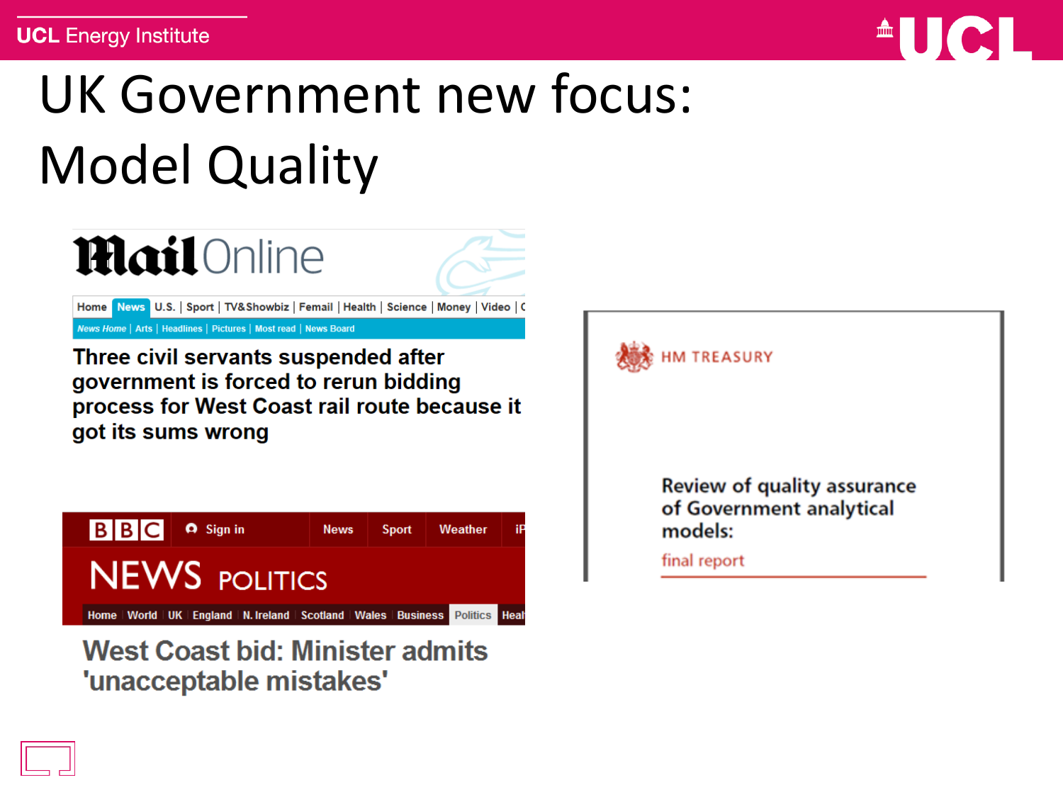# UK Government new focus: Model Quality

**Three civil servants suspended after government is forced to rerun bidding process for West Coast rail route because it got its sums wrong**

**West Coast bid: Minister admits 'unacceptable mistakes'**

HM TREASURY

**Review of quality assurance of Government analytical models:**

final report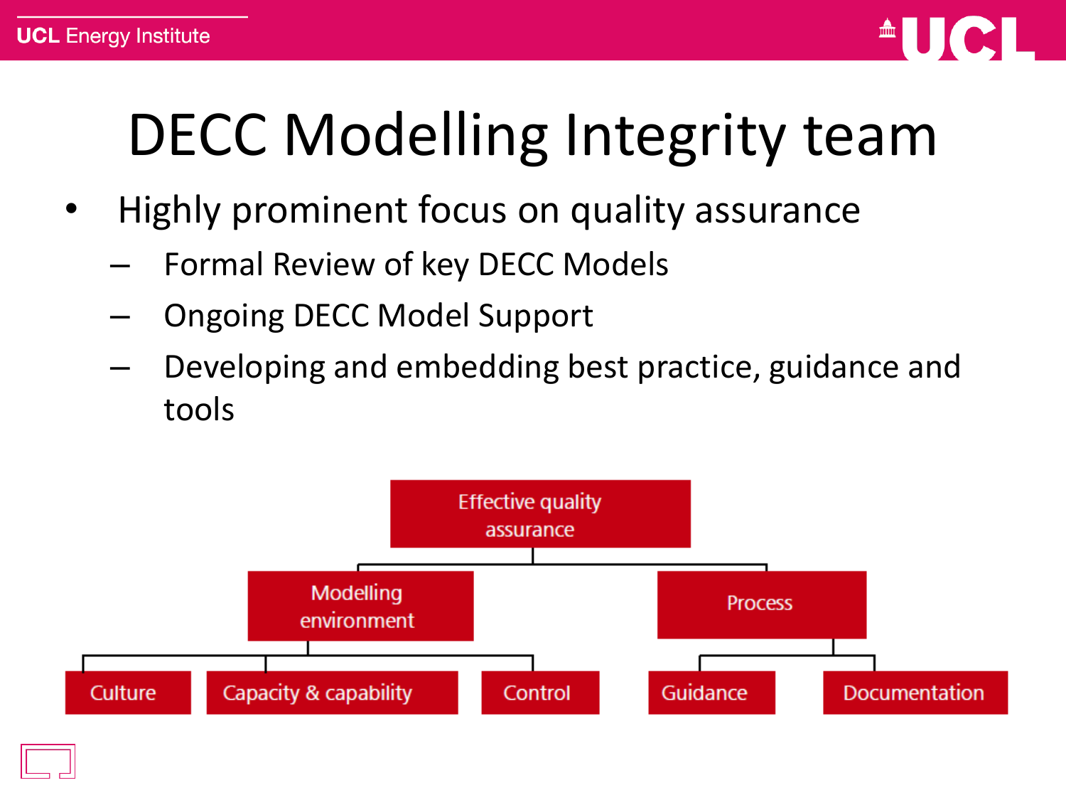# DECC Modelling Integrity team

- Highly prominent focus on quality assurance
  - Formal Review of key DECC Models
  - Ongoing DECC Model Support
  - Developing and embedding best practice, guidance and tools

- Effective quality assurance
  - Modelling environment
    - Culture
    - Capacity & capability
    - Control
  - Process
    - Guidance
    - Documentation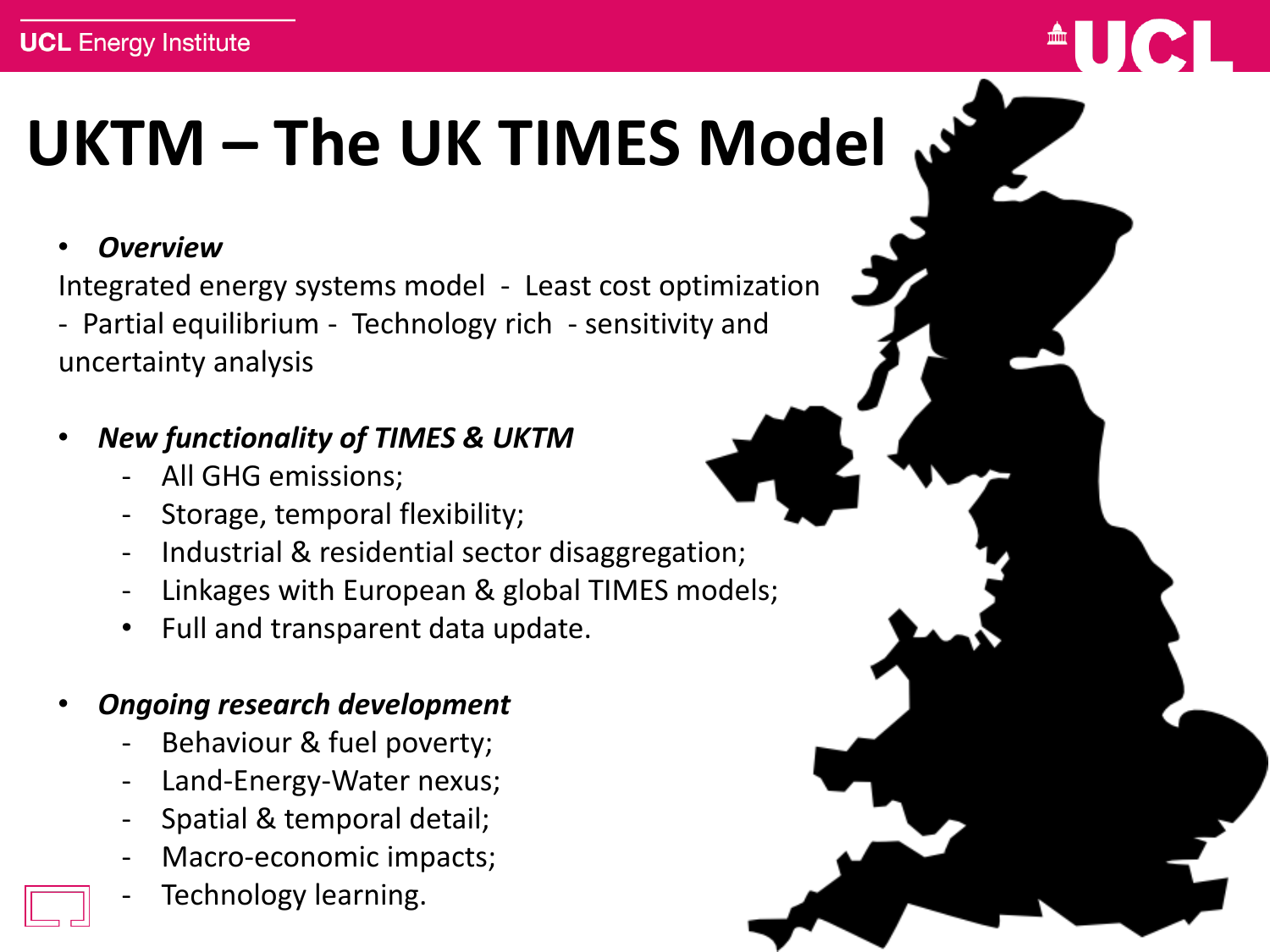# UKTM – The UK TIMES Model

- ***Overview***

Integrated energy systems model - Least cost optimization - Partial equilibrium - Technology rich - sensitivity and uncertainty analysis

- ***New functionality of TIMES & UKTM***
  - All GHG emissions;
  - Storage, temporal flexibility;
  - Industrial & residential sector disaggregation;
  - Linkages with European & global TIMES models;
  - Full and transparent data update.

- ***Ongoing research development***
  - Behaviour & fuel poverty;
  - Land-Energy-Water nexus;
  - Spatial & temporal detail;
  - Macro-economic impacts;
  - Technology learning.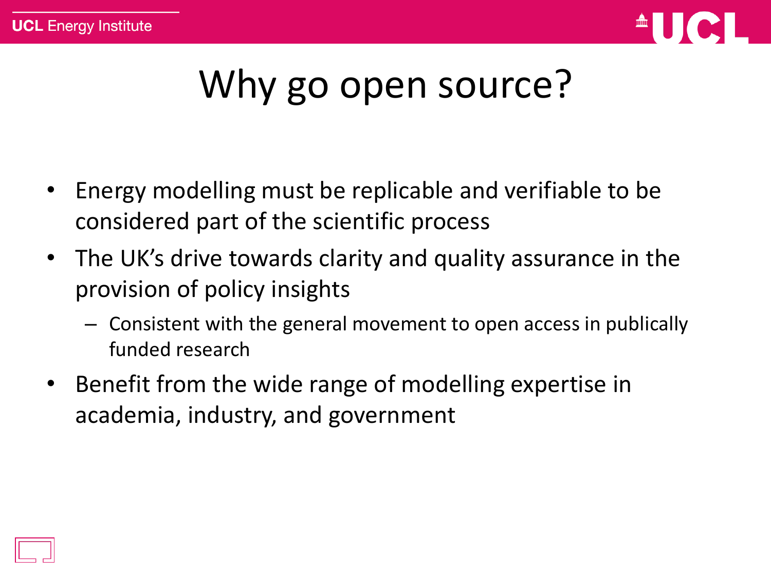# Why go open source?

- Energy modelling must be replicable and verifiable to be considered part of the scientific process
- The UK's drive towards clarity and quality assurance in the provision of policy insights
  - Consistent with the general movement to open access in publically funded research
- Benefit from the wide range of modelling expertise in academia, industry, and government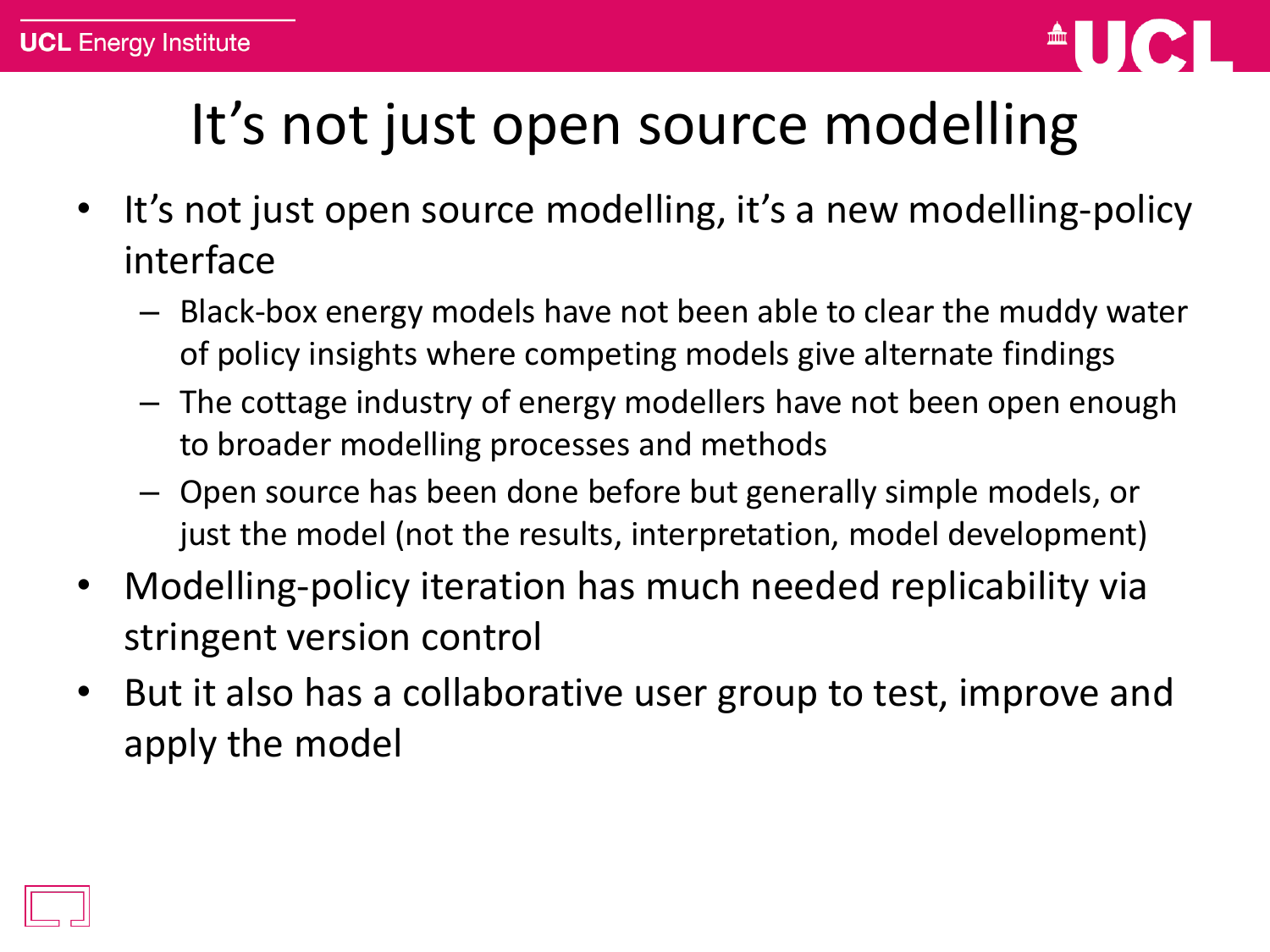# It's not just open source modelling

- It's not just open source modelling, it's a new modelling-policy interface
  - Black-box energy models have not been able to clear the muddy water of policy insights where competing models give alternate findings
  - The cottage industry of energy modellers have not been open enough to broader modelling processes and methods
  - Open source has been done before but generally simple models, or just the model (not the results, interpretation, model development)
- Modelling-policy iteration has much needed replicability via stringent version control
- But it also has a collaborative user group to test, improve and apply the model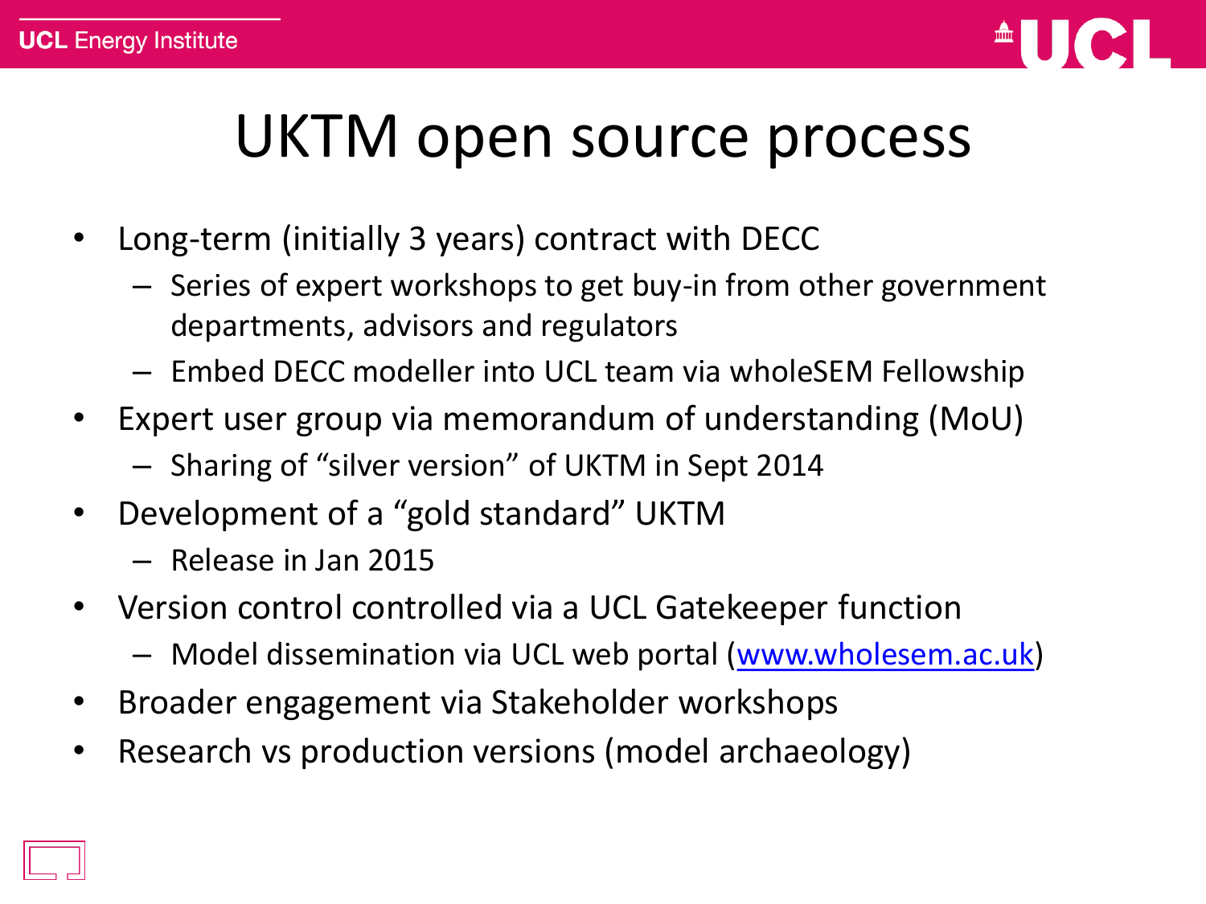# UKTM open source process

- Long-term (initially 3 years) contract with DECC
  - Series of expert workshops to get buy-in from other government departments, advisors and regulators
  - Embed DECC modeller into UCL team via wholeSEM Fellowship
- Expert user group via memorandum of understanding (MoU)
  - Sharing of "silver version" of UKTM in Sept 2014
- Development of a "gold standard" UKTM
  - Release in Jan 2015
- Version control controlled via a UCL Gatekeeper function
  - Model dissemination via UCL web portal ([www.wholesem.ac.uk](www.wholesem.ac.uk))
- Broader engagement via Stakeholder workshops
- Research vs production versions (model archaeology)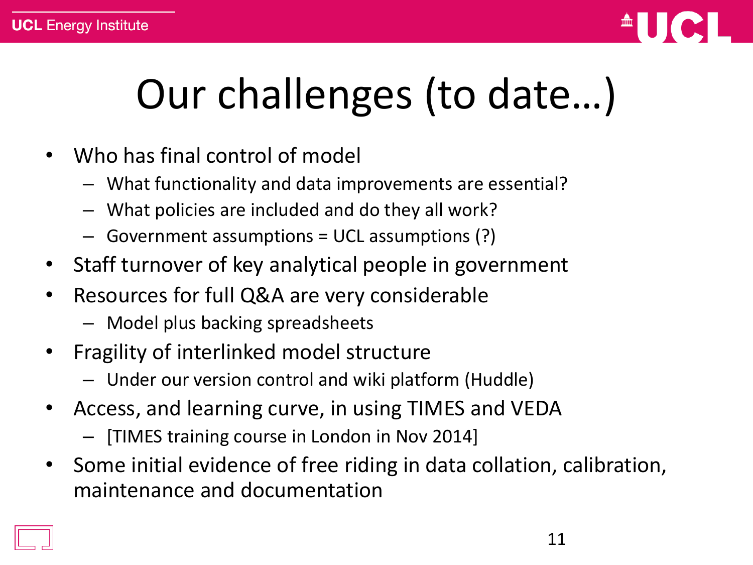# Our challenges (to date…)

- Who has final control of model
  - What functionality and data improvements are essential?
  - What policies are included and do they all work?
  - Government assumptions = UCL assumptions (?)
- Staff turnover of key analytical people in government
- Resources for full Q&A are very considerable
  - Model plus backing spreadsheets
- Fragility of interlinked model structure
  - Under our version control and wiki platform (Huddle)
- Access, and learning curve, in using TIMES and VEDA
  - [TIMES training course in London in Nov 2014]
- Some initial evidence of free riding in data collation, calibration, maintenance and documentation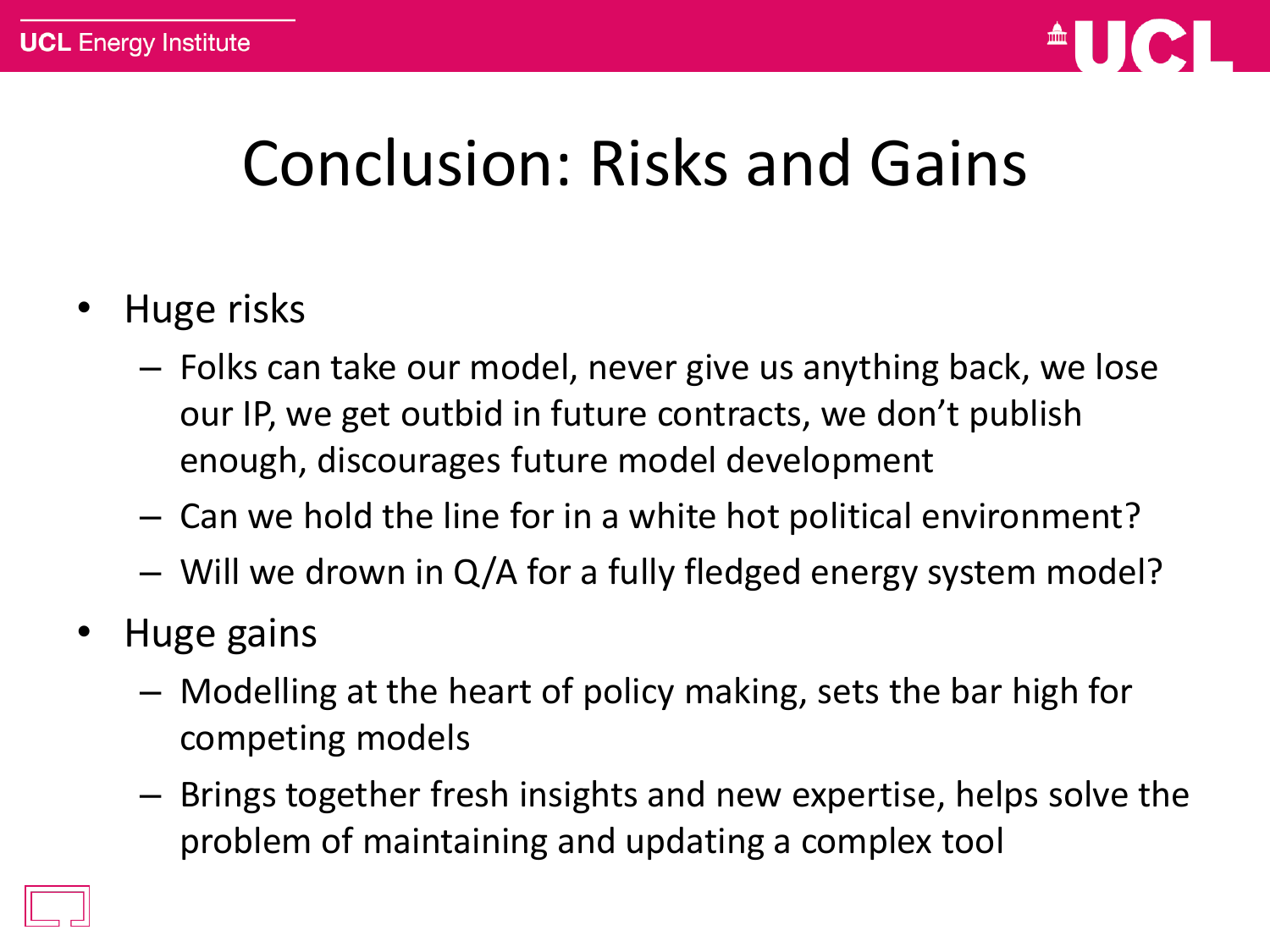# Conclusion: Risks and Gains

- Huge risks
  - Folks can take our model, never give us anything back, we lose our IP, we get outbid in future contracts, we don't publish enough, discourages future model development
  - Can we hold the line for in a white hot political environment?
  - Will we drown in Q/A for a fully fledged energy system model?
- Huge gains
  - Modelling at the heart of policy making, sets the bar high for competing models
  - Brings together fresh insights and new expertise, helps solve the problem of maintaining and updating a complex tool